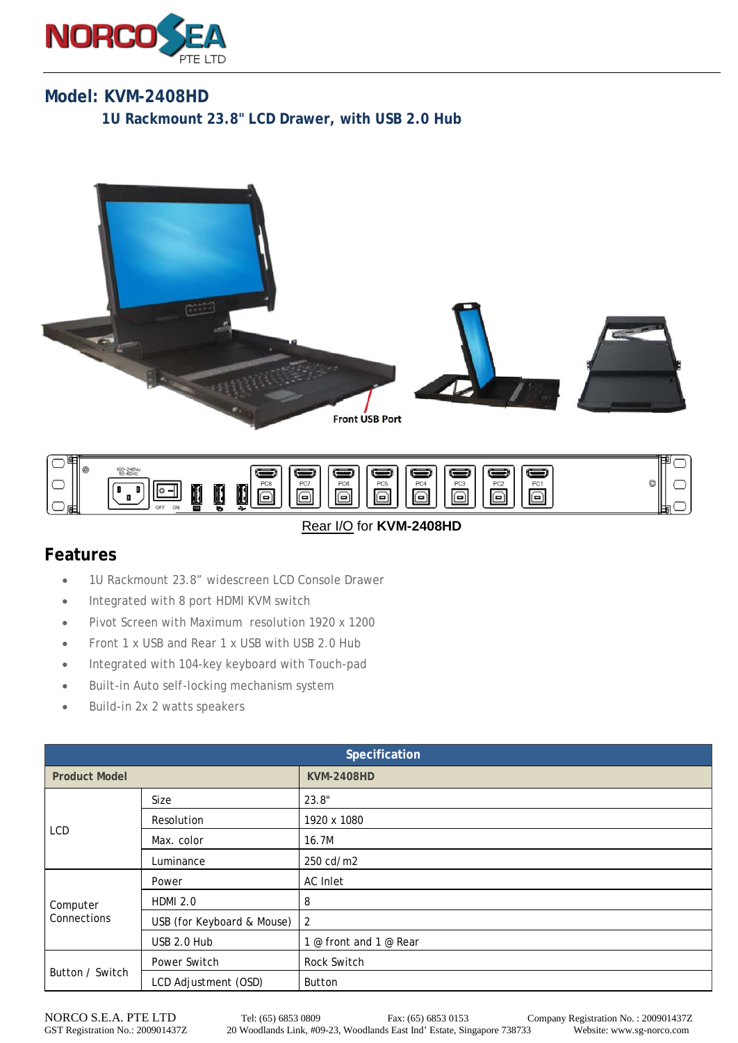# Model: KVM-2408HD

## 1U Rackmount 23.8" LCD Drawer, with USB 2.0 Hub

Front USB Port

Rear I/O for **KVM-2408HD**

## Features

- 1U Rackmount 23.8" widescreen LCD Console Drawer
- Integrated with 8 port HDMI KVM switch
- Pivot Screen with Maximum resolution 1920 x 1200
- Front 1 x USB and Rear 1 x USB with USB 2.0 Hub
- Integrated with 104-key keyboard with Touch-pad
- Built-in Auto self-locking mechanism system
- Build-in 2x 2 watts speakers

| Specification | | |
|---|---|---|
| **Product Model** | | **KVM-2408HD** |
| LCD | Size | 23.8" |
| | Resolution | 1920 x 1080 |
| | Max. color | 16.7M |
| | Luminance | 250 cd/m2 |
| Computer Connections | Power | AC Inlet |
| | HDMI 2.0 | 8 |
| | USB (for Keyboard & Mouse) | 2 |
| | USB 2.0 Hub | 1 @ front and 1 @ Rear |
| Button / Switch | Power Switch | Rock Switch |
| | LCD Adjustment (OSD) | Button |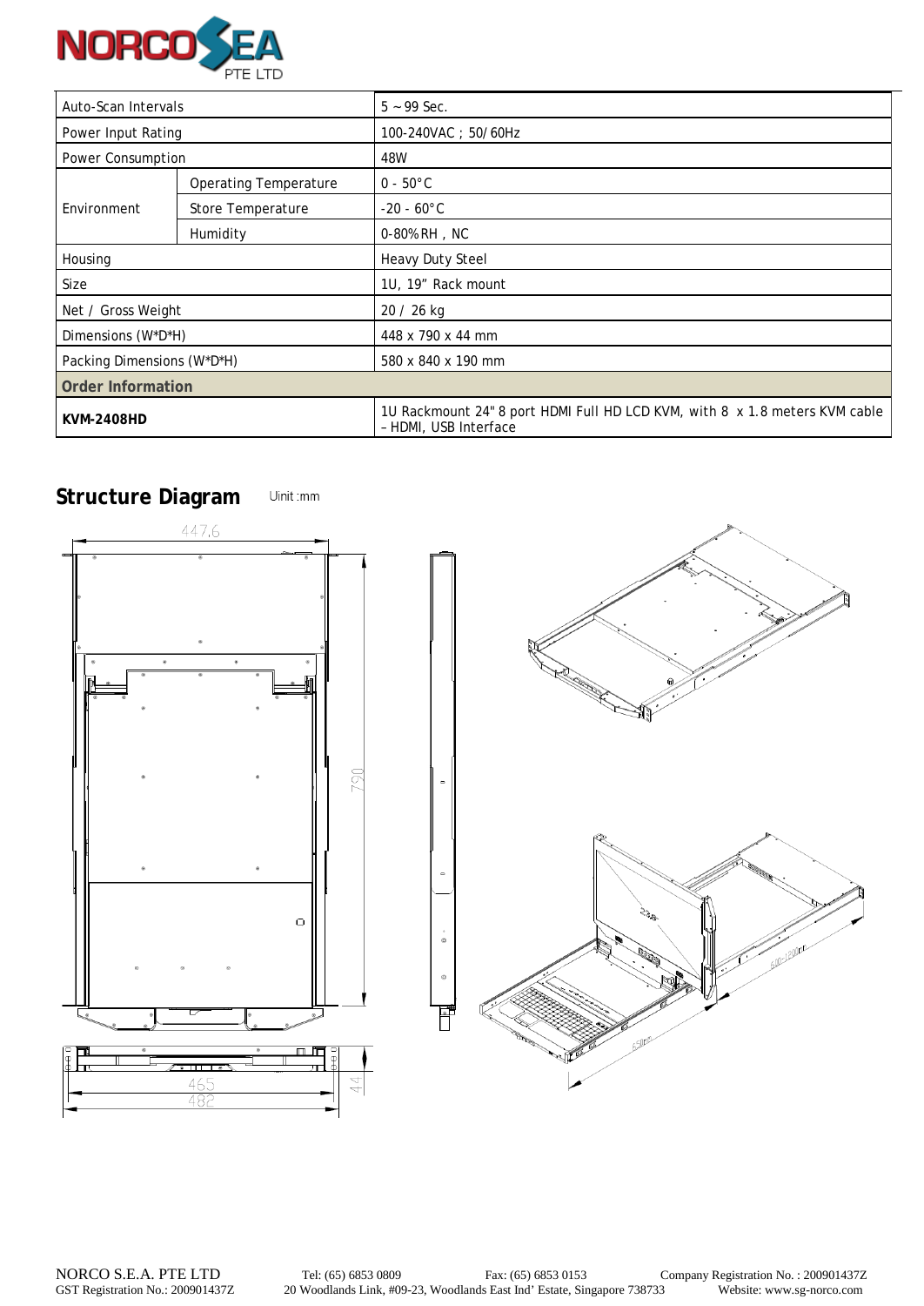| | | |
|---|---|---|
| Auto-Scan Intervals | | 5 ~ 99 Sec. |
| Power Input Rating | | 100-240VAC ; 50/60Hz |
| Power Consumption | | 48W |
| Environment | Operating Temperature | 0 - 50°C |
| | Store Temperature | -20 - 60°C |
| | Humidity | 0-80% RH , NC |
| Housing | | Heavy Duty Steel |
| Size | | 1U, 19" Rack mount |
| Net / Gross Weight | | 20 / 26 kg |
| Dimensions (W*D*H) | | 448 x 790 x 44 mm |
| Packing Dimensions (W*D*H) | | 580 x 840 x 190 mm |
| **Order Information** | | |
| **KVM-2408HD** | | 1U Rackmount 24" 8 port HDMI Full HD LCD KVM, with 8 x 1.8 meters KVM cable – HDMI, USB Interface |

## Structure Diagram

Uinit :mm

447.6

790

465

482

44

23.6"

650mm

630-1200mm